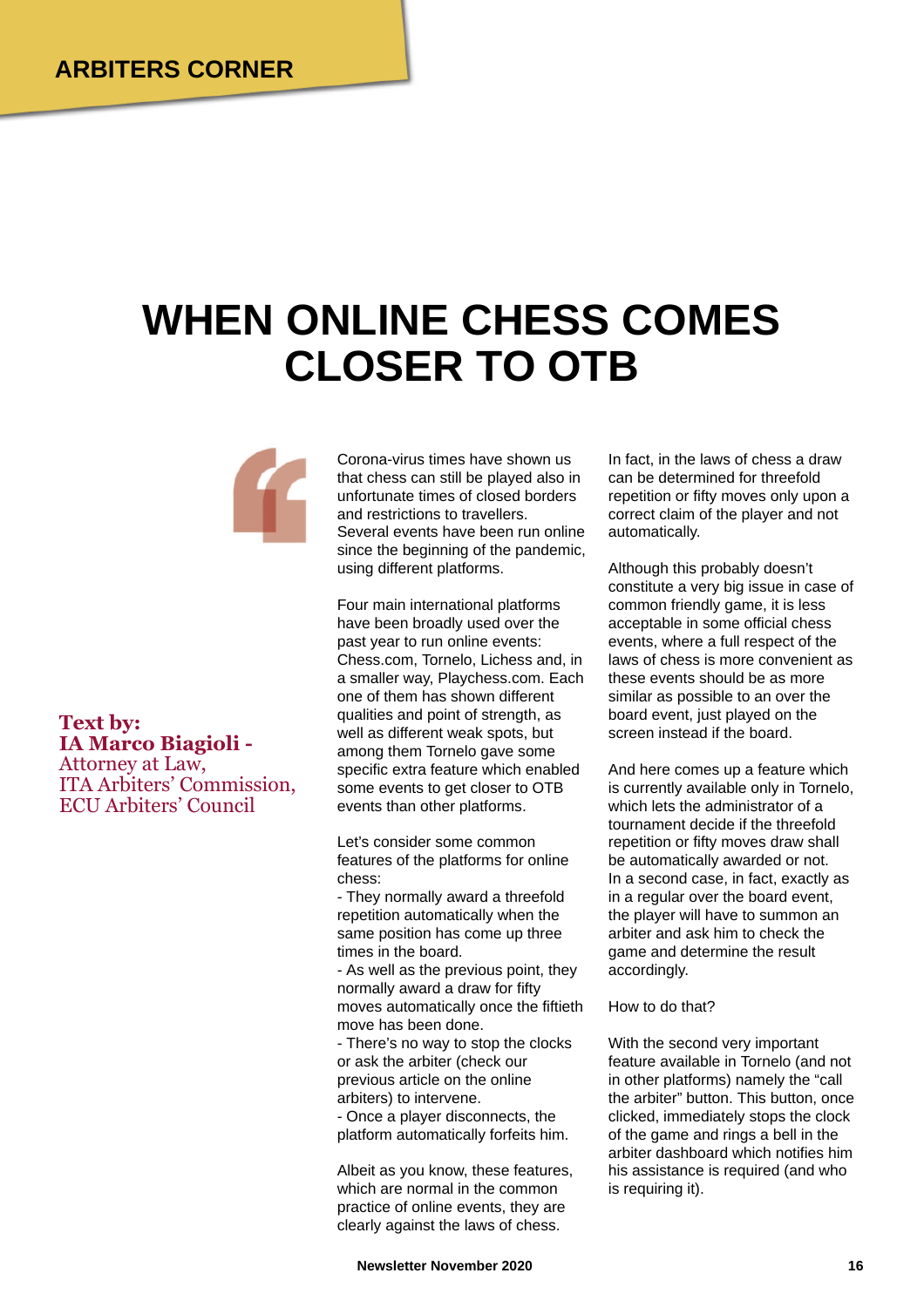ARBITERS CORNER

# WHEN ONLINE CHESS COMES CLOSER TO OTB

**Text by:**
**IA Marco Biagioli -**
Attorney at Law,
ITA Arbiters' Commission,
ECU Arbiters' Council

Corona-virus times have shown us that chess can still be played also in unfortunate times of closed borders and restrictions to travellers. Several events have been run online since the beginning of the pandemic, using different platforms.

Four main international platforms have been broadly used over the past year to run online events: Chess.com, Tornelo, Lichess and, in a smaller way, Playchess.com. Each one of them has shown different qualities and point of strength, as well as different weak spots, but among them Tornelo gave some specific extra feature which enabled some events to get closer to OTB events than other platforms.

Let's consider some common features of the platforms for online chess:

- They normally award a threefold repetition automatically when the same position has come up three times in the board.
- As well as the previous point, they normally award a draw for fifty moves automatically once the fiftieth move has been done.
- There's no way to stop the clocks or ask the arbiter (check our previous article on the online arbiters) to intervene.
- Once a player disconnects, the platform automatically forfeits him.

Albeit as you know, these features, which are normal in the common practice of online events, they are clearly against the laws of chess.

In fact, in the laws of chess a draw can be determined for threefold repetition or fifty moves only upon a correct claim of the player and not automatically.

Although this probably doesn't constitute a very big issue in case of common friendly game, it is less acceptable in some official chess events, where a full respect of the laws of chess is more convenient as these events should be as more similar as possible to an over the board event, just played on the screen instead if the board.

And here comes up a feature which is currently available only in Tornelo, which lets the administrator of a tournament decide if the threefold repetition or fifty moves draw shall be automatically awarded or not. In a second case, in fact, exactly as in a regular over the board event, the player will have to summon an arbiter and ask him to check the game and determine the result accordingly.

How to do that?

With the second very important feature available in Tornelo (and not in other platforms) namely the "call the arbiter" button. This button, once clicked, immediately stops the clock of the game and rings a bell in the arbiter dashboard which notifies him his assistance is required (and who is requiring it).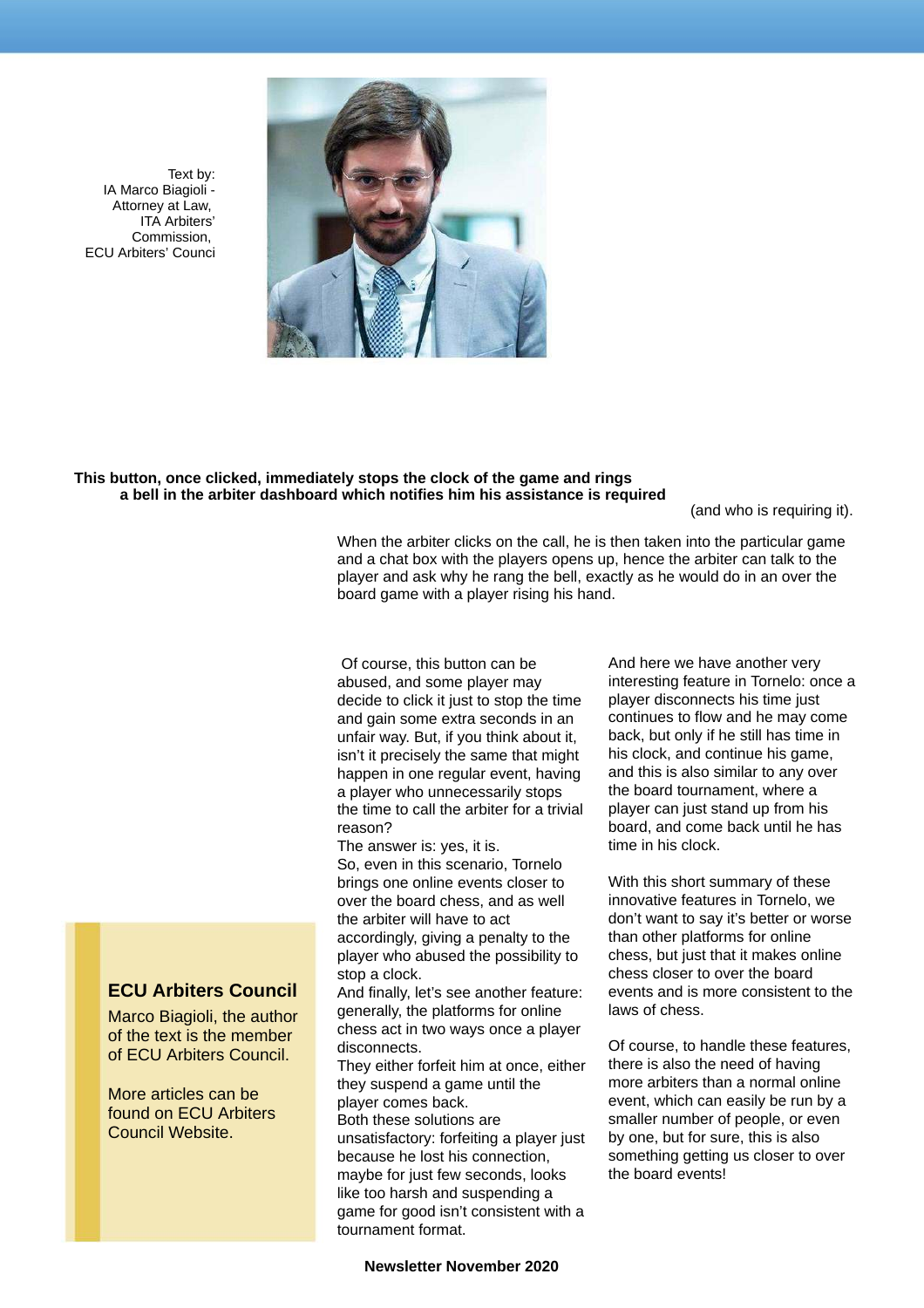Text by:
IA Marco Biagioli - Attorney at Law,
ITA Arbiters' Commission,
ECU Arbiters' Counci

**This button, once clicked, immediately stops the clock of the game and rings a bell in the arbiter dashboard which notifies him his assistance is required** (and who is requiring it).

When the arbiter clicks on the call, he is then taken into the particular game and a chat box with the players opens up, hence the arbiter can talk to the player and ask why he rang the bell, exactly as he would do in an over the board game with a player rising his hand.

Of course, this button can be abused, and some player may decide to click it just to stop the time and gain some extra seconds in an unfair way. But, if you think about it, isn't it precisely the same that might happen in one regular event, having a player who unnecessarily stops the time to call the arbiter for a trivial reason?
The answer is: yes, it is.
So, even in this scenario, Tornelo brings one online events closer to over the board chess, and as well the arbiter will have to act accordingly, giving a penalty to the player who abused the possibility to stop a clock.
And finally, let's see another feature: generally, the platforms for online chess act in two ways once a player disconnects.
They either forfeit him at once, either they suspend a game until the player comes back.
Both these solutions are unsatisfactory: forfeiting a player just because he lost his connection, maybe for just few seconds, looks like too harsh and suspending a game for good isn't consistent with a tournament format.

And here we have another very interesting feature in Tornelo: once a player disconnects his time just continues to flow and he may come back, but only if he still has time in his clock, and continue his game, and this is also similar to any over the board tournament, where a player can just stand up from his board, and come back until he has time in his clock.

With this short summary of these innovative features in Tornelo, we don't want to say it's better or worse than other platforms for online chess, but just that it makes online chess closer to over the board events and is more consistent to the laws of chess.

Of course, to handle these features, there is also the need of having more arbiters than a normal online event, which can easily be run by a smaller number of people, or even by one, but for sure, this is also something getting us closer to over the board events!

**ECU Arbiters Council**

Marco Biagioli, the author of the text is the member of ECU Arbiters Council.

More articles can be found on ECU Arbiters Council Website.